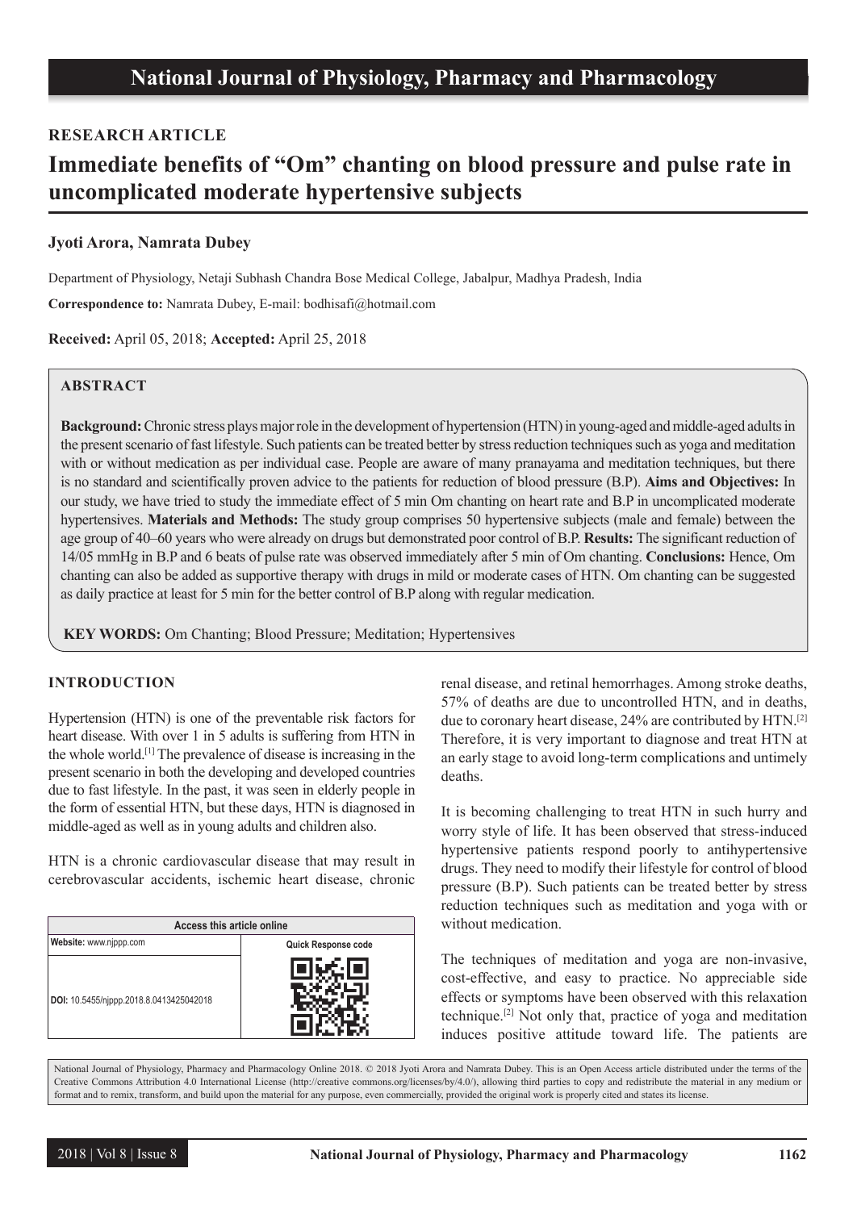# National Journal of Physiology, Pharmacy and Pharmacology

**RESEARCH ARTICLE**

# Immediate benefits of "Om" chanting on blood pressure and pulse rate in uncomplicated moderate hypertensive subjects

**Jyoti Arora, Namrata Dubey**

Department of Physiology, Netaji Subhash Chandra Bose Medical College, Jabalpur, Madhya Pradesh, India

**Correspondence to:** Namrata Dubey, E-mail: bodhisafi@hotmail.com

**Received:** April 05, 2018; **Accepted:** April 25, 2018

## ABSTRACT

**Background:** Chronic stress plays major role in the development of hypertension (HTN) in young-aged and middle-aged adults in the present scenario of fast lifestyle. Such patients can be treated better by stress reduction techniques such as yoga and meditation with or without medication as per individual case. People are aware of many pranayama and meditation techniques, but there is no standard and scientifically proven advice to the patients for reduction of blood pressure (B.P). **Aims and Objectives:** In our study, we have tried to study the immediate effect of 5 min Om chanting on heart rate and B.P in uncomplicated moderate hypertensives. **Materials and Methods:** The study group comprises 50 hypertensive subjects (male and female) between the age group of 40–60 years who were already on drugs but demonstrated poor control of B.P. **Results:** The significant reduction of 14/05 mmHg in B.P and 6 beats of pulse rate was observed immediately after 5 min of Om chanting. **Conclusions:** Hence, Om chanting can also be added as supportive therapy with drugs in mild or moderate cases of HTN. Om chanting can be suggested as daily practice at least for 5 min for the better control of B.P along with regular medication.

**KEY WORDS:** Om Chanting; Blood Pressure; Meditation; Hypertensives

## INTRODUCTION

Hypertension (HTN) is one of the preventable risk factors for heart disease. With over 1 in 5 adults is suffering from HTN in the whole world.[1] The prevalence of disease is increasing in the present scenario in both the developing and developed countries due to fast lifestyle. In the past, it was seen in elderly people in the form of essential HTN, but these days, HTN is diagnosed in middle-aged as well as in young adults and children also.

HTN is a chronic cardiovascular disease that may result in cerebrovascular accidents, ischemic heart disease, chronic renal disease, and retinal hemorrhages. Among stroke deaths, 57% of deaths are due to uncontrolled HTN, and in deaths, due to coronary heart disease, 24% are contributed by HTN.[2] Therefore, it is very important to diagnose and treat HTN at an early stage to avoid long-term complications and untimely deaths.

| Access this article online | |
|---|---|
| **Website:** www.njppp.com | **Quick Response code** |
| **DOI:** 10.5455/njppp.2018.8.0413425042018 | |

It is becoming challenging to treat HTN in such hurry and worry style of life. It has been observed that stress-induced hypertensive patients respond poorly to antihypertensive drugs. They need to modify their lifestyle for control of blood pressure (B.P). Such patients can be treated better by stress reduction techniques such as meditation and yoga with or without medication.

The techniques of meditation and yoga are non-invasive, cost-effective, and easy to practice. No appreciable side effects or symptoms have been observed with this relaxation technique.[2] Not only that, practice of yoga and meditation induces positive attitude toward life. The patients are

National Journal of Physiology, Pharmacy and Pharmacology Online 2018. © 2018 Jyoti Arora and Namrata Dubey. This is an Open Access article distributed under the terms of the Creative Commons Attribution 4.0 International License (http://creative commons.org/licenses/by/4.0/), allowing third parties to copy and redistribute the material in any medium or format and to remix, transform, and build upon the material for any purpose, even commercially, provided the original work is properly cited and states its license.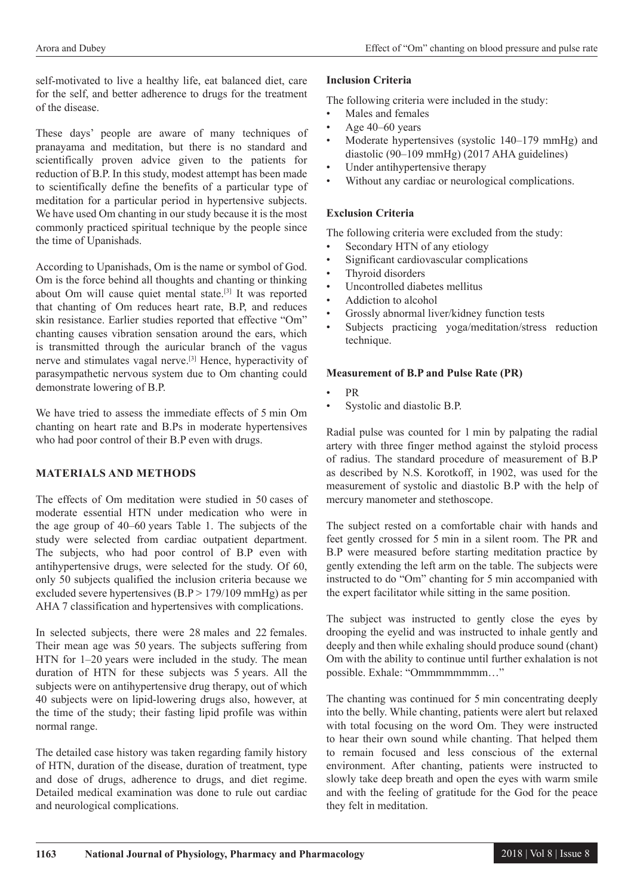self-motivated to live a healthy life, eat balanced diet, care for the self, and better adherence to drugs for the treatment of the disease.

These days' people are aware of many techniques of pranayama and meditation, but there is no standard and scientifically proven advice given to the patients for reduction of B.P. In this study, modest attempt has been made to scientifically define the benefits of a particular type of meditation for a particular period in hypertensive subjects. We have used Om chanting in our study because it is the most commonly practiced spiritual technique by the people since the time of Upanishads.

According to Upanishads, Om is the name or symbol of God. Om is the force behind all thoughts and chanting or thinking about Om will cause quiet mental state.[3] It was reported that chanting of Om reduces heart rate, B.P, and reduces skin resistance. Earlier studies reported that effective "Om" chanting causes vibration sensation around the ears, which is transmitted through the auricular branch of the vagus nerve and stimulates vagal nerve.[3] Hence, hyperactivity of parasympathetic nervous system due to Om chanting could demonstrate lowering of B.P.

We have tried to assess the immediate effects of 5 min Om chanting on heart rate and B.Ps in moderate hypertensives who had poor control of their B.P even with drugs.

## MATERIALS AND METHODS

The effects of Om meditation were studied in 50 cases of moderate essential HTN under medication who were in the age group of 40–60 years Table 1. The subjects of the study were selected from cardiac outpatient department. The subjects, who had poor control of B.P even with antihypertensive drugs, were selected for the study. Of 60, only 50 subjects qualified the inclusion criteria because we excluded severe hypertensives (B.P > 179/109 mmHg) as per AHA 7 classification and hypertensives with complications.

In selected subjects, there were 28 males and 22 females. Their mean age was 50 years. The subjects suffering from HTN for 1–20 years were included in the study. The mean duration of HTN for these subjects was 5 years. All the subjects were on antihypertensive drug therapy, out of which 40 subjects were on lipid-lowering drugs also, however, at the time of the study; their fasting lipid profile was within normal range.

The detailed case history was taken regarding family history of HTN, duration of the disease, duration of treatment, type and dose of drugs, adherence to drugs, and diet regime. Detailed medical examination was done to rule out cardiac and neurological complications.

### Inclusion Criteria

The following criteria were included in the study:

- Males and females
- Age 40–60 years
- Moderate hypertensives (systolic 140–179 mmHg) and diastolic (90–109 mmHg) (2017 AHA guidelines)
- Under antihypertensive therapy
- Without any cardiac or neurological complications.

### Exclusion Criteria

The following criteria were excluded from the study:

- Secondary HTN of any etiology
- Significant cardiovascular complications
- Thyroid disorders
- Uncontrolled diabetes mellitus
- Addiction to alcohol
- Grossly abnormal liver/kidney function tests
- Subjects practicing yoga/meditation/stress reduction technique.

### Measurement of B.P and Pulse Rate (PR)

- PR
- Systolic and diastolic B.P.

Radial pulse was counted for 1 min by palpating the radial artery with three finger method against the styloid process of radius. The standard procedure of measurement of B.P as described by N.S. Korotkoff, in 1902, was used for the measurement of systolic and diastolic B.P with the help of mercury manometer and stethoscope.

The subject rested on a comfortable chair with hands and feet gently crossed for 5 min in a silent room. The PR and B.P were measured before starting meditation practice by gently extending the left arm on the table. The subjects were instructed to do "Om" chanting for 5 min accompanied with the expert facilitator while sitting in the same position.

The subject was instructed to gently close the eyes by drooping the eyelid and was instructed to inhale gently and deeply and then while exhaling should produce sound (chant) Om with the ability to continue until further exhalation is not possible. Exhale: "Ommmmmmmm…"

The chanting was continued for 5 min concentrating deeply into the belly. While chanting, patients were alert but relaxed with total focusing on the word Om. They were instructed to hear their own sound while chanting. That helped them to remain focused and less conscious of the external environment. After chanting, patients were instructed to slowly take deep breath and open the eyes with warm smile and with the feeling of gratitude for the God for the peace they felt in meditation.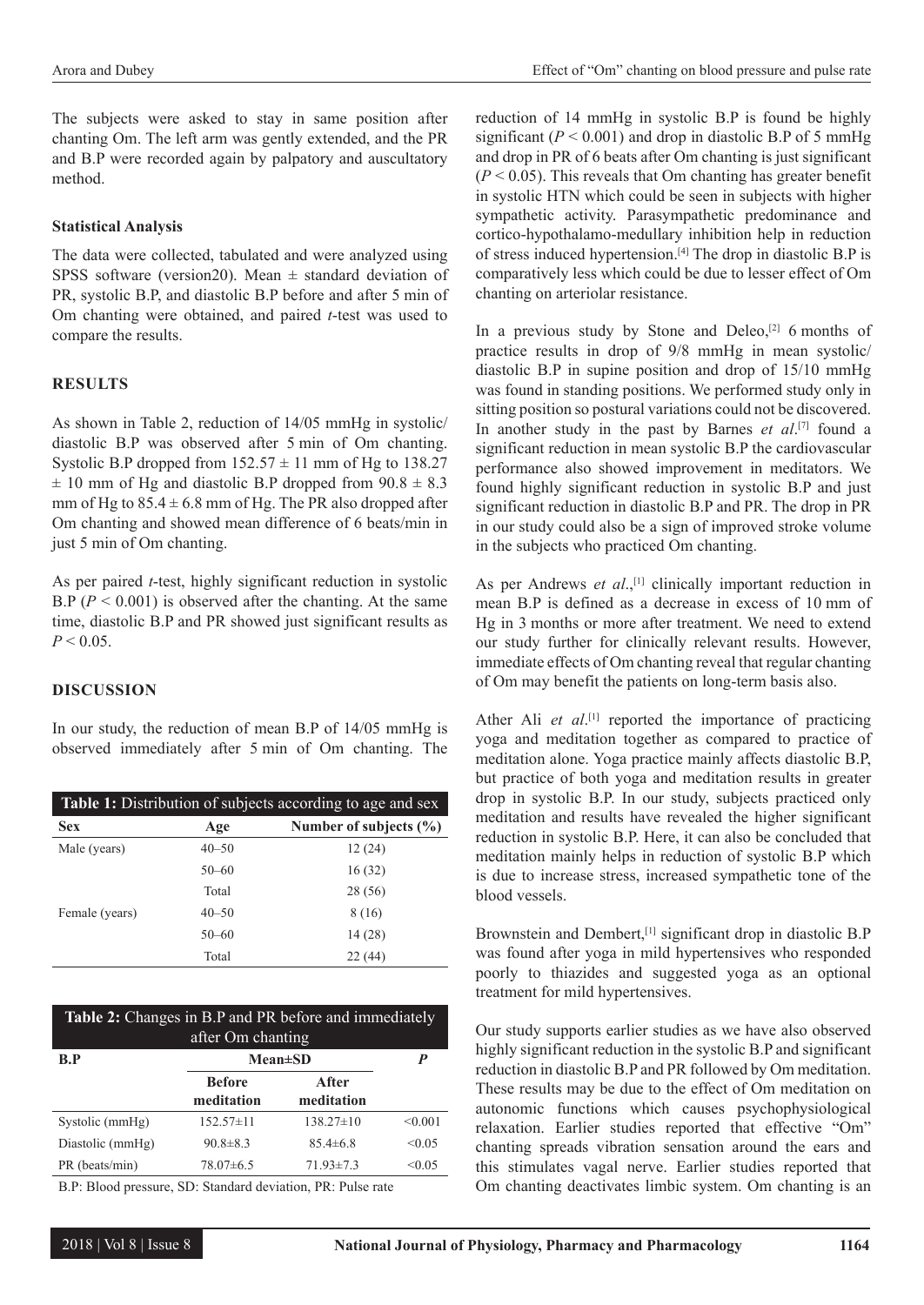The subjects were asked to stay in same position after chanting Om. The left arm was gently extended, and the PR and B.P were recorded again by palpatory and auscultatory method.

### Statistical Analysis

The data were collected, tabulated and were analyzed using SPSS software (version20). Mean ± standard deviation of PR, systolic B.P, and diastolic B.P before and after 5 min of Om chanting were obtained, and paired *t*-test was used to compare the results.

## RESULTS

As shown in Table 2, reduction of 14/05 mmHg in systolic/diastolic B.P was observed after 5 min of Om chanting. Systolic B.P dropped from 152.57 ± 11 mm of Hg to 138.27 ± 10 mm of Hg and diastolic B.P dropped from 90.8 ± 8.3 mm of Hg to 85.4 ± 6.8 mm of Hg. The PR also dropped after Om chanting and showed mean difference of 6 beats/min in just 5 min of Om chanting.

As per paired *t*-test, highly significant reduction in systolic B.P ($P < 0.001$) is observed after the chanting. At the same time, diastolic B.P and PR showed just significant results as $P < 0.05$.

## DISCUSSION

In our study, the reduction of mean B.P of 14/05 mmHg is observed immediately after 5 min of Om chanting. The reduction of 14 mmHg in systolic B.P is found be highly significant ($P < 0.001$) and drop in diastolic B.P of 5 mmHg and drop in PR of 6 beats after Om chanting is just significant ($P < 0.05$). This reveals that Om chanting has greater benefit in systolic HTN which could be seen in subjects with higher sympathetic activity. Parasympathetic predominance and cortico-hypothalamo-medullary inhibition help in reduction of stress induced hypertension.[4] The drop in diastolic B.P is comparatively less which could be due to lesser effect of Om chanting on arteriolar resistance.

**Table 1:** Distribution of subjects according to age and sex

| Sex | Age | Number of subjects (%) |
|---|---|---|
| Male (years) | 40–50 | 12 (24) |
| | 50–60 | 16 (32) |
| | Total | 28 (56) |
| Female (years) | 40–50 | 8 (16) |
| | 50–60 | 14 (28) |
| | Total | 22 (44) |

**Table 2:** Changes in B.P and PR before and immediately after Om chanting

| B.P | Mean±SD | | P |
|---|---|---|---|
| | Before meditation | After meditation | |
| Systolic (mmHg) | 152.57±11 | 138.27±10 | <0.001 |
| Diastolic (mmHg) | 90.8±8.3 | 85.4±6.8 | <0.05 |
| PR (beats/min) | 78.07±6.5 | 71.93±7.3 | <0.05 |

B.P: Blood pressure, SD: Standard deviation, PR: Pulse rate

In a previous study by Stone and Deleo,[2] 6 months of practice results in drop of 9/8 mmHg in mean systolic/diastolic B.P in supine position and drop of 15/10 mmHg was found in standing positions. We performed study only in sitting position so postural variations could not be discovered. In another study in the past by Barnes *et al*.[7] found a significant reduction in mean systolic B.P the cardiovascular performance also showed improvement in meditators. We found highly significant reduction in systolic B.P and just significant reduction in diastolic B.P and PR. The drop in PR in our study could also be a sign of improved stroke volume in the subjects who practiced Om chanting.

As per Andrews *et al*.,[1] clinically important reduction in mean B.P is defined as a decrease in excess of 10 mm of Hg in 3 months or more after treatment. We need to extend our study further for clinically relevant results. However, immediate effects of Om chanting reveal that regular chanting of Om may benefit the patients on long-term basis also.

Ather Ali *et al*.[1] reported the importance of practicing yoga and meditation together as compared to practice of meditation alone. Yoga practice mainly affects diastolic B.P, but practice of both yoga and meditation results in greater drop in systolic B.P. In our study, subjects practiced only meditation and results have revealed the higher significant reduction in systolic B.P. Here, it can also be concluded that meditation mainly helps in reduction of systolic B.P which is due to increase stress, increased sympathetic tone of the blood vessels.

Brownstein and Dembert,[1] significant drop in diastolic B.P was found after yoga in mild hypertensives who responded poorly to thiazides and suggested yoga as an optional treatment for mild hypertensives.

Our study supports earlier studies as we have also observed highly significant reduction in the systolic B.P and significant reduction in diastolic B.P and PR followed by Om meditation. These results may be due to the effect of Om meditation on autonomic functions which causes psychophysiological relaxation. Earlier studies reported that effective "Om" chanting spreads vibration sensation around the ears and this stimulates vagal nerve. Earlier studies reported that Om chanting deactivates limbic system. Om chanting is an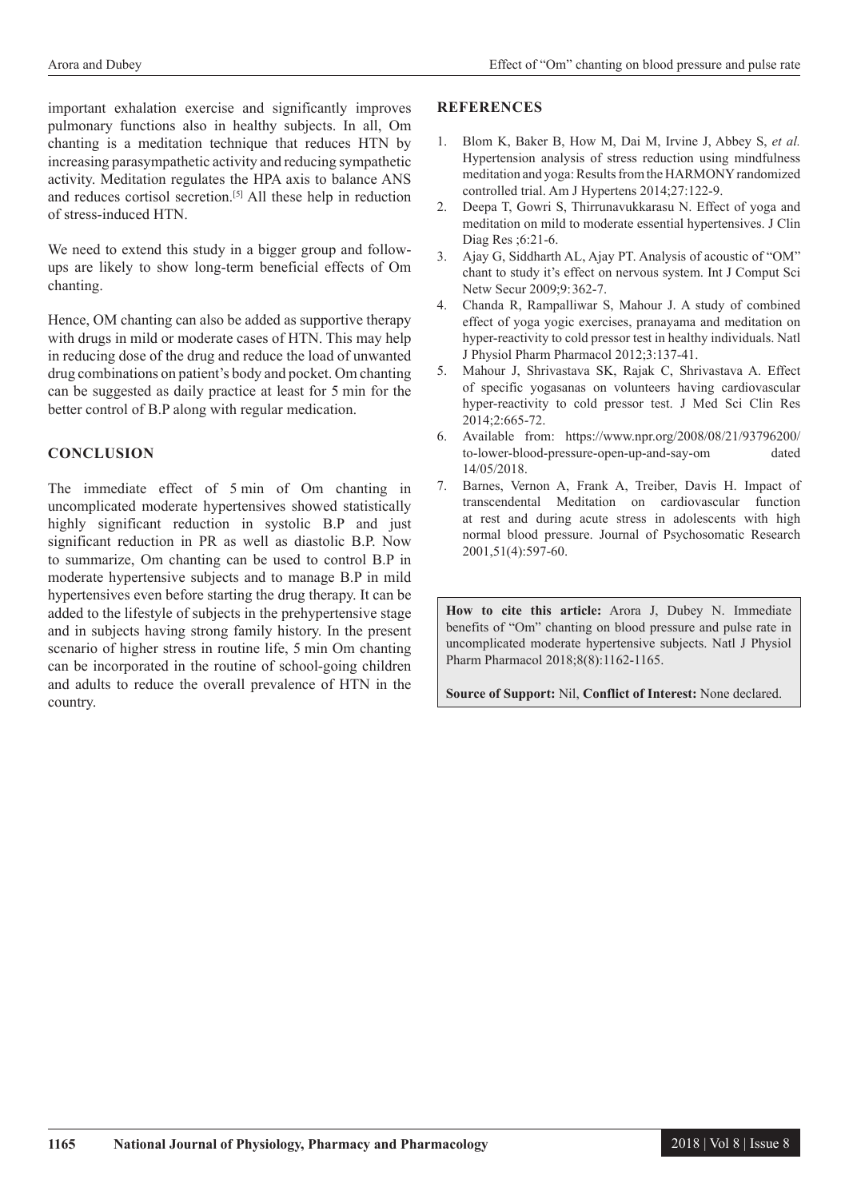important exhalation exercise and significantly improves pulmonary functions also in healthy subjects. In all, Om chanting is a meditation technique that reduces HTN by increasing parasympathetic activity and reducing sympathetic activity. Meditation regulates the HPA axis to balance ANS and reduces cortisol secretion.[5] All these help in reduction of stress-induced HTN.

We need to extend this study in a bigger group and follow-ups are likely to show long-term beneficial effects of Om chanting.

Hence, OM chanting can also be added as supportive therapy with drugs in mild or moderate cases of HTN. This may help in reducing dose of the drug and reduce the load of unwanted drug combinations on patient's body and pocket. Om chanting can be suggested as daily practice at least for 5 min for the better control of B.P along with regular medication.

## CONCLUSION

The immediate effect of 5 min of Om chanting in uncomplicated moderate hypertensives showed statistically highly significant reduction in systolic B.P and just significant reduction in PR as well as diastolic B.P. Now to summarize, Om chanting can be used to control B.P in moderate hypertensive subjects and to manage B.P in mild hypertensives even before starting the drug therapy. It can be added to the lifestyle of subjects in the prehypertensive stage and in subjects having strong family history. In the present scenario of higher stress in routine life, 5 min Om chanting can be incorporated in the routine of school-going children and adults to reduce the overall prevalence of HTN in the country.

## REFERENCES

1. Blom K, Baker B, How M, Dai M, Irvine J, Abbey S, *et al.* Hypertension analysis of stress reduction using mindfulness meditation and yoga: Results from the HARMONY randomized controlled trial. Am J Hypertens 2014;27:122-9.
2. Deepa T, Gowri S, Thirrunavukkarasu N. Effect of yoga and meditation on mild to moderate essential hypertensives. J Clin Diag Res ;6:21-6.
3. Ajay G, Siddharth AL, Ajay PT. Analysis of acoustic of "OM" chant to study it's effect on nervous system. Int J Comput Sci Netw Secur 2009;9:362-7.
4. Chanda R, Rampalliwar S, Mahour J. A study of combined effect of yoga yogic exercises, pranayama and meditation on hyper-reactivity to cold pressor test in healthy individuals. Natl J Physiol Pharm Pharmacol 2012;3:137-41.
5. Mahour J, Shrivastava SK, Rajak C, Shrivastava A. Effect of specific yogasanas on volunteers having cardiovascular hyper-reactivity to cold pressor test. J Med Sci Clin Res 2014;2:665-72.
6. Available from: https://www.npr.org/2008/08/21/93796200/to-lower-blood-pressure-open-up-and-say-om dated 14/05/2018.
7. Barnes, Vernon A, Frank A, Treiber, Davis H. Impact of transcendental Meditation on cardiovascular function at rest and during acute stress in adolescents with high normal blood pressure. Journal of Psychosomatic Research 2001,51(4):597-60.

**How to cite this article:** Arora J, Dubey N. Immediate benefits of "Om" chanting on blood pressure and pulse rate in uncomplicated moderate hypertensive subjects. Natl J Physiol Pharm Pharmacol 2018;8(8):1162-1165.

**Source of Support:** Nil, **Conflict of Interest:** None declared.